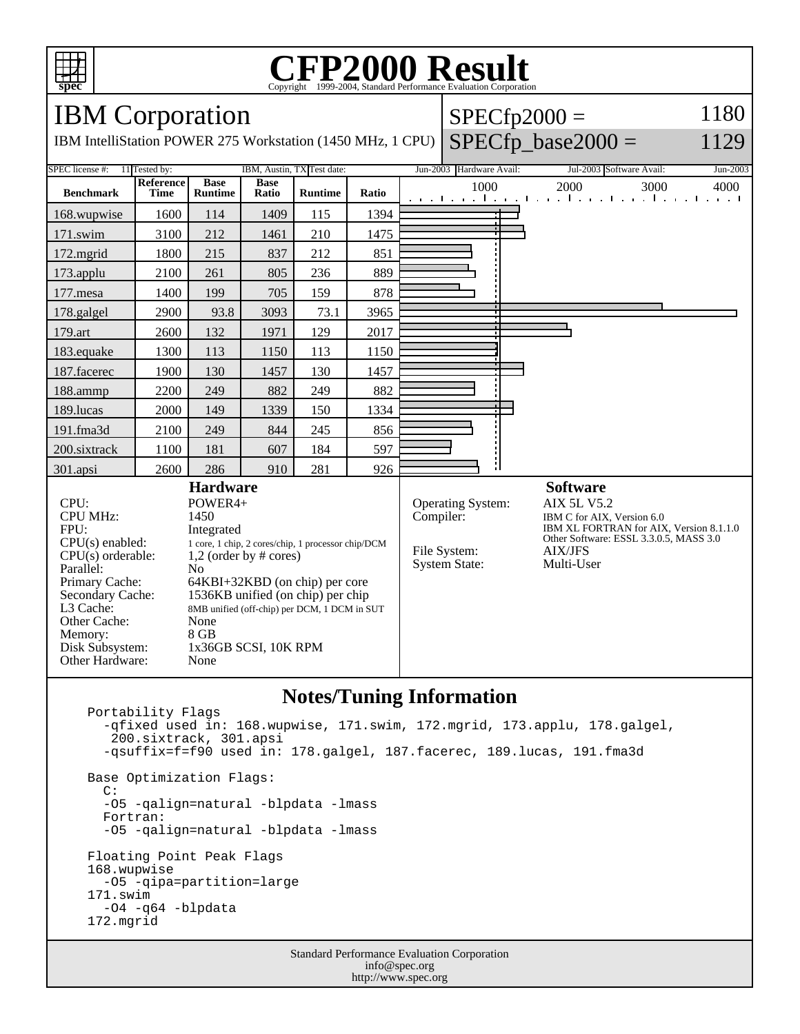# CFP2000 Result

Copyright 1999-2004, Standard Performance Evaluation Corporation

## IBM Corporation

IBM IntelliStation POWER 275 Workstation (1450 MHz, 1 CPU)

SPECfp2000 = 1180

SPECfp_base2000 = 1129

| SPEC license #: | 11 | Tested by: | IBM, Austin, TX | Test date: | Jun-2003 | Hardware Avail: | Jul-2003 | Software Avail: | Jun-2003 |
|---|---|---|---|---|---|---|---|---|---|

| Benchmark | Reference Time | Base Runtime | Base Ratio | Runtime | Ratio |
|---|---|---|---|---|---|
| 168.wupwise | 1600 | 114 | 1409 | 115 | 1394 |
| 171.swim | 3100 | 212 | 1461 | 210 | 1475 |
| 172.mgrid | 1800 | 215 | 837 | 212 | 851 |
| 173.applu | 2100 | 261 | 805 | 236 | 889 |
| 177.mesa | 1400 | 199 | 705 | 159 | 878 |
| 178.galgel | 2900 | 93.8 | 3093 | 73.1 | 3965 |
| 179.art | 2600 | 132 | 1971 | 129 | 2017 |
| 183.equake | 1300 | 113 | 1150 | 113 | 1150 |
| 187.facerec | 1900 | 130 | 1457 | 130 | 1457 |
| 188.ammp | 2200 | 249 | 882 | 249 | 882 |
| 189.lucas | 2000 | 149 | 1339 | 150 | 1334 |
| 191.fma3d | 2100 | 249 | 844 | 245 | 856 |
| 200.sixtrack | 1100 | 181 | 607 | 184 | 597 |
| 301.apsi | 2600 | 286 | 910 | 281 | 926 |

### Hardware

| | |
|---|---|
| CPU: | POWER4+ |
| CPU MHz: | 1450 |
| FPU: | Integrated |
| CPU(s) enabled: | 1 core, 1 chip, 2 cores/chip, 1 processor chip/DCM |
| CPU(s) orderable: | 1,2 (order by # cores) |
| Parallel: | No |
| Primary Cache: | 64KBI+32KBD (on chip) per core |
| Secondary Cache: | 1536KB unified (on chip) per chip |
| L3 Cache: | 8MB unified (off-chip) per DCM, 1 DCM in SUT |
| Other Cache: | None |
| Memory: | 8 GB |
| Disk Subsystem: | 1x36GB SCSI, 10K RPM |
| Other Hardware: | None |

### Software

| | |
|---|---|
| Operating System: | AIX 5L V5.2 |
| Compiler: | IBM C for AIX, Version 6.0<br>IBM XL FORTRAN for AIX, Version 8.1.1.0<br>Other Software: ESSL 3.3.0.5, MASS 3.0 |
| File System: | AIX/JFS |
| System State: | Multi-User |

### Notes/Tuning Information

```
Portability Flags
  -qfixed used in: 168.wupwise, 171.swim, 172.mgrid, 173.applu, 178.galgel,
   200.sixtrack, 301.apsi
  -qsuffix=f=f90 used in: 178.galgel, 187.facerec, 189.lucas, 191.fma3d

Base Optimization Flags:
  C:
  -O5 -qalign=natural -blpdata -lmass
  Fortran:
  -O5 -qalign=natural -blpdata -lmass

Floating Point Peak Flags
168.wupwise
  -O5 -qipa=partition=large
171.swim
  -O4 -q64 -blpdata
172.mgrid
```

Standard Performance Evaluation Corporation
info@spec.org
http://www.spec.org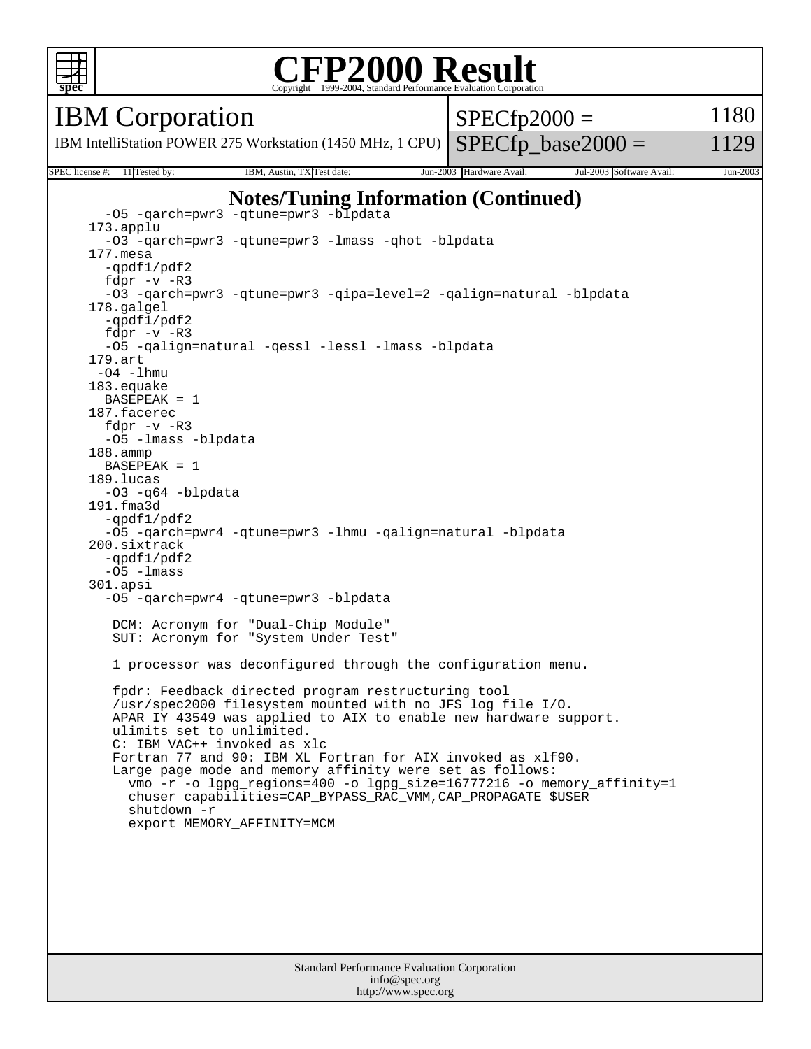# CFP2000 Result

Copyright 1999-2004, Standard Performance Evaluation Corporation

## IBM Corporation

IBM IntelliStation POWER 275 Workstation (1450 MHz, 1 CPU)

SPECfp2000 = 1180

SPECfp_base2000 = 1129

| SPEC license #: | 11 | Tested by: | IBM, Austin, TX | Test date: | Jun-2003 | Hardware Avail: | Jul-2003 | Software Avail: | Jun-2003 |
|---|---|---|---|---|---|---|---|---|---|

### Notes/Tuning Information (Continued)

```
      -O5 -qarch=pwr3 -qtune=pwr3 -blpdata
    173.applu
      -O3 -qarch=pwr3 -qtune=pwr3 -lmass -qhot -blpdata
    177.mesa
      -qpdf1/pdf2
      fdpr -v -R3
      -O3 -qarch=pwr3 -qtune=pwr3 -qipa=level=2 -qalign=natural -blpdata
    178.galgel
      -qpdf1/pdf2
      fdpr -v -R3
      -O5 -qalign=natural -qessl -lessl -lmass -blpdata
    179.art
     -O4 -lhmu
    183.equake
      BASEPEAK = 1
    187.facerec
      fdpr -v -R3
      -O5 -lmass -blpdata
    188.ammp
      BASEPEAK = 1
    189.lucas
      -O3 -q64 -blpdata
    191.fma3d
      -qpdf1/pdf2
      -O5 -qarch=pwr4 -qtune=pwr3 -lhmu -qalign=natural -blpdata
    200.sixtrack
      -qpdf1/pdf2
      -O5 -lmass
    301.apsi
      -O5 -qarch=pwr4 -qtune=pwr3 -blpdata

       DCM: Acronym for "Dual-Chip Module"
       SUT: Acronym for "System Under Test"

       1 processor was deconfigured through the configuration menu.

       fpdr: Feedback directed program restructuring tool
       /usr/spec2000 filesystem mounted with no JFS log file I/O.
       APAR IY 43549 was applied to AIX to enable new hardware support.
       ulimits set to unlimited.
       C: IBM VAC++ invoked as xlc
       Fortran 77 and 90: IBM XL Fortran for AIX invoked as xlf90.
       Large page mode and memory affinity were set as follows:
         vmo -r -o lgpg_regions=400 -o lgpg_size=16777216 -o memory_affinity=1
         chuser capabilities=CAP_BYPASS_RAC_VMM,CAP_PROPAGATE $USER
         shutdown -r
         export MEMORY_AFFINITY=MCM
```

Standard Performance Evaluation Corporation
info@spec.org
http://www.spec.org